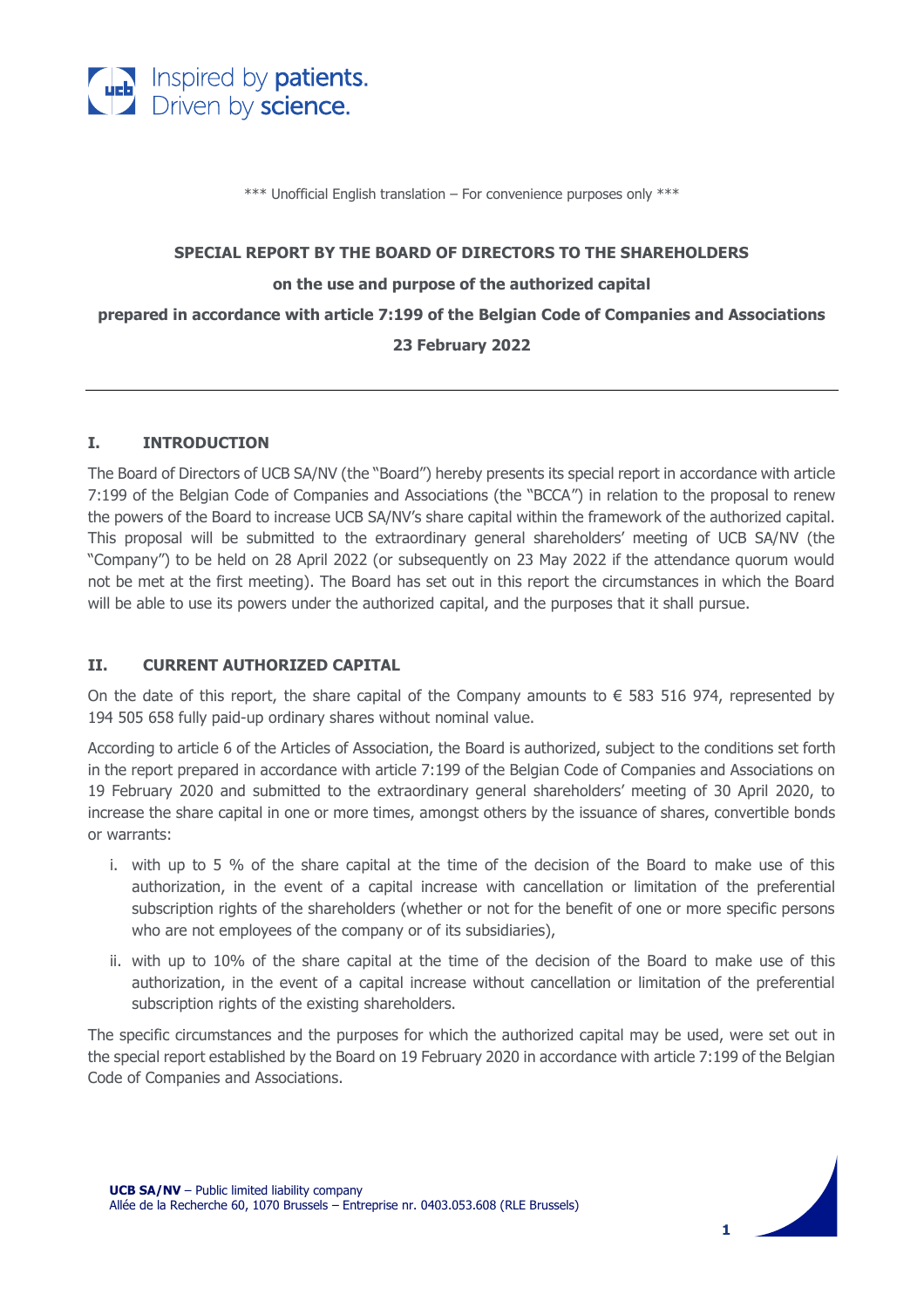*** Unofficial English translation – For convenience purposes only ***

**SPECIAL REPORT BY THE BOARD OF DIRECTORS TO THE SHAREHOLDERS**

**on the use and purpose of the authorized capital**

**prepared in accordance with article 7:199 of the Belgian Code of Companies and Associations**

**23 February 2022**

---

## I. INTRODUCTION

The Board of Directors of UCB SA/NV (the "Board") hereby presents its special report in accordance with article 7:199 of the Belgian Code of Companies and Associations (the "BCCA") in relation to the proposal to renew the powers of the Board to increase UCB SA/NV's share capital within the framework of the authorized capital. This proposal will be submitted to the extraordinary general shareholders' meeting of UCB SA/NV (the "Company") to be held on 28 April 2022 (or subsequently on 23 May 2022 if the attendance quorum would not be met at the first meeting). The Board has set out in this report the circumstances in which the Board will be able to use its powers under the authorized capital, and the purposes that it shall pursue.

## II. CURRENT AUTHORIZED CAPITAL

On the date of this report, the share capital of the Company amounts to € 583 516 974, represented by 194 505 658 fully paid-up ordinary shares without nominal value.

According to article 6 of the Articles of Association, the Board is authorized, subject to the conditions set forth in the report prepared in accordance with article 7:199 of the Belgian Code of Companies and Associations on 19 February 2020 and submitted to the extraordinary general shareholders' meeting of 30 April 2020, to increase the share capital in one or more times, amongst others by the issuance of shares, convertible bonds or warrants:

i. with up to 5 % of the share capital at the time of the decision of the Board to make use of this authorization, in the event of a capital increase with cancellation or limitation of the preferential subscription rights of the shareholders (whether or not for the benefit of one or more specific persons who are not employees of the company or of its subsidiaries),

ii. with up to 10% of the share capital at the time of the decision of the Board to make use of this authorization, in the event of a capital increase without cancellation or limitation of the preferential subscription rights of the existing shareholders.

The specific circumstances and the purposes for which the authorized capital may be used, were set out in the special report established by the Board on 19 February 2020 in accordance with article 7:199 of the Belgian Code of Companies and Associations.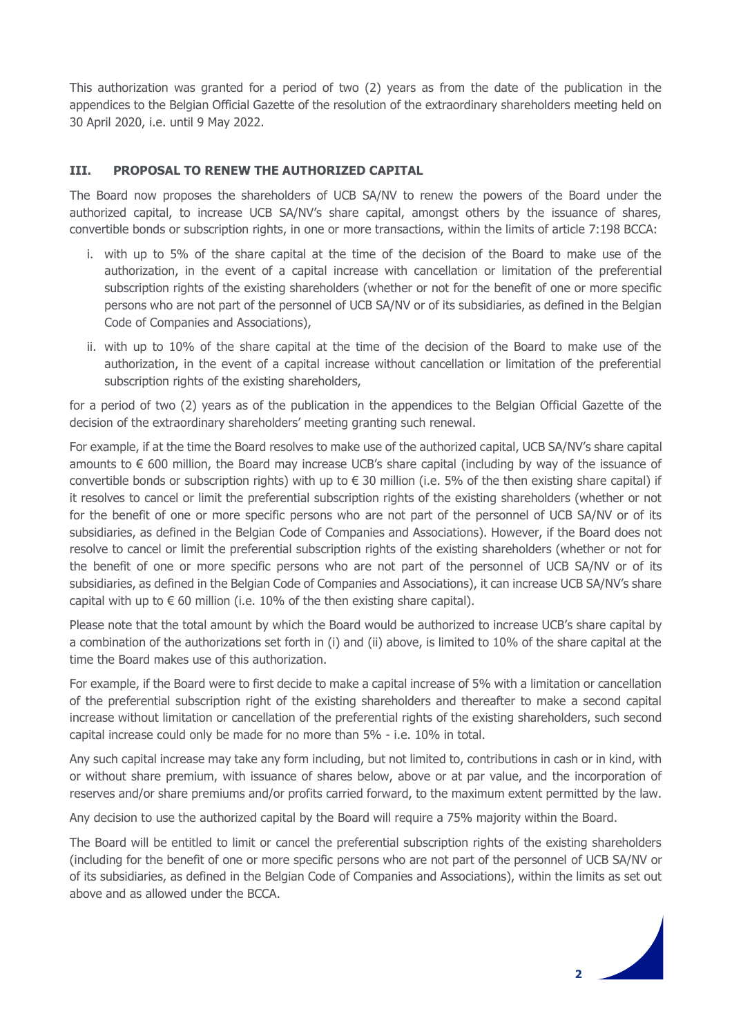This authorization was granted for a period of two (2) years as from the date of the publication in the appendices to the Belgian Official Gazette of the resolution of the extraordinary shareholders meeting held on 30 April 2020, i.e. until 9 May 2022.

## III. PROPOSAL TO RENEW THE AUTHORIZED CAPITAL

The Board now proposes the shareholders of UCB SA/NV to renew the powers of the Board under the authorized capital, to increase UCB SA/NV's share capital, amongst others by the issuance of shares, convertible bonds or subscription rights, in one or more transactions, within the limits of article 7:198 BCCA:

i. with up to 5% of the share capital at the time of the decision of the Board to make use of the authorization, in the event of a capital increase with cancellation or limitation of the preferential subscription rights of the existing shareholders (whether or not for the benefit of one or more specific persons who are not part of the personnel of UCB SA/NV or of its subsidiaries, as defined in the Belgian Code of Companies and Associations),

ii. with up to 10% of the share capital at the time of the decision of the Board to make use of the authorization, in the event of a capital increase without cancellation or limitation of the preferential subscription rights of the existing shareholders,

for a period of two (2) years as of the publication in the appendices to the Belgian Official Gazette of the decision of the extraordinary shareholders' meeting granting such renewal.

For example, if at the time the Board resolves to make use of the authorized capital, UCB SA/NV's share capital amounts to € 600 million, the Board may increase UCB's share capital (including by way of the issuance of convertible bonds or subscription rights) with up to € 30 million (i.e. 5% of the then existing share capital) if it resolves to cancel or limit the preferential subscription rights of the existing shareholders (whether or not for the benefit of one or more specific persons who are not part of the personnel of UCB SA/NV or of its subsidiaries, as defined in the Belgian Code of Companies and Associations). However, if the Board does not resolve to cancel or limit the preferential subscription rights of the existing shareholders (whether or not for the benefit of one or more specific persons who are not part of the personnel of UCB SA/NV or of its subsidiaries, as defined in the Belgian Code of Companies and Associations), it can increase UCB SA/NV's share capital with up to € 60 million (i.e. 10% of the then existing share capital).

Please note that the total amount by which the Board would be authorized to increase UCB's share capital by a combination of the authorizations set forth in (i) and (ii) above, is limited to 10% of the share capital at the time the Board makes use of this authorization.

For example, if the Board were to first decide to make a capital increase of 5% with a limitation or cancellation of the preferential subscription right of the existing shareholders and thereafter to make a second capital increase without limitation or cancellation of the preferential rights of the existing shareholders, such second capital increase could only be made for no more than 5% - i.e. 10% in total.

Any such capital increase may take any form including, but not limited to, contributions in cash or in kind, with or without share premium, with issuance of shares below, above or at par value, and the incorporation of reserves and/or share premiums and/or profits carried forward, to the maximum extent permitted by the law.

Any decision to use the authorized capital by the Board will require a 75% majority within the Board.

The Board will be entitled to limit or cancel the preferential subscription rights of the existing shareholders (including for the benefit of one or more specific persons who are not part of the personnel of UCB SA/NV or of its subsidiaries, as defined in the Belgian Code of Companies and Associations), within the limits as set out above and as allowed under the BCCA.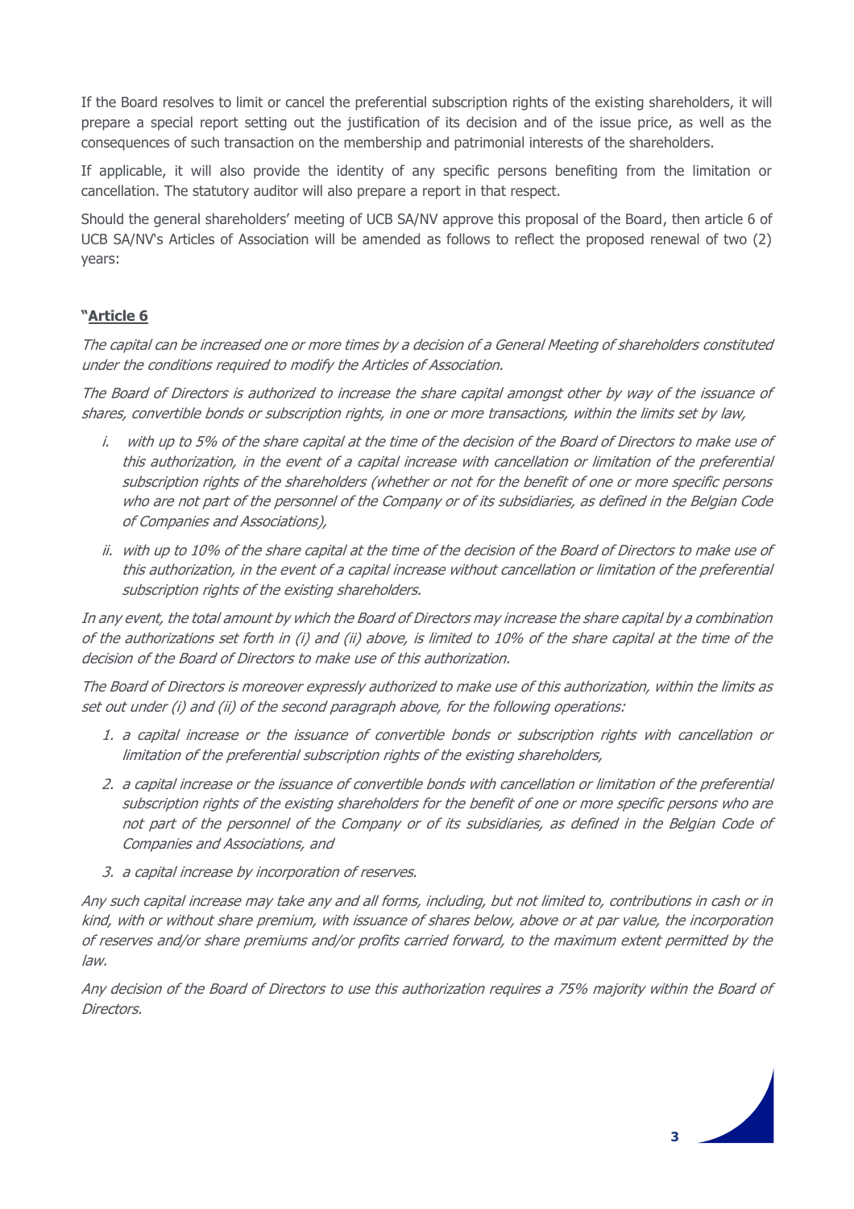If the Board resolves to limit or cancel the preferential subscription rights of the existing shareholders, it will prepare a special report setting out the justification of its decision and of the issue price, as well as the consequences of such transaction on the membership and patrimonial interests of the shareholders.

If applicable, it will also provide the identity of any specific persons benefiting from the limitation or cancellation. The statutory auditor will also prepare a report in that respect.

Should the general shareholders' meeting of UCB SA/NV approve this proposal of the Board, then article 6 of UCB SA/NV's Articles of Association will be amended as follows to reflect the proposed renewal of two (2) years:

**"<u>Article 6</u>**

*The capital can be increased one or more times by a decision of a General Meeting of shareholders constituted under the conditions required to modify the Articles of Association.*

*The Board of Directors is authorized to increase the share capital amongst other by way of the issuance of shares, convertible bonds or subscription rights, in one or more transactions, within the limits set by law,*

*i. with up to 5% of the share capital at the time of the decision of the Board of Directors to make use of this authorization, in the event of a capital increase with cancellation or limitation of the preferential subscription rights of the shareholders (whether or not for the benefit of one or more specific persons who are not part of the personnel of the Company or of its subsidiaries, as defined in the Belgian Code of Companies and Associations),*

*ii. with up to 10% of the share capital at the time of the decision of the Board of Directors to make use of this authorization, in the event of a capital increase without cancellation or limitation of the preferential subscription rights of the existing shareholders.*

*In any event, the total amount by which the Board of Directors may increase the share capital by a combination of the authorizations set forth in (i) and (ii) above, is limited to 10% of the share capital at the time of the decision of the Board of Directors to make use of this authorization.*

*The Board of Directors is moreover expressly authorized to make use of this authorization, within the limits as set out under (i) and (ii) of the second paragraph above, for the following operations:*

1. *a capital increase or the issuance of convertible bonds or subscription rights with cancellation or limitation of the preferential subscription rights of the existing shareholders,*
2. *a capital increase or the issuance of convertible bonds with cancellation or limitation of the preferential subscription rights of the existing shareholders for the benefit of one or more specific persons who are not part of the personnel of the Company or of its subsidiaries, as defined in the Belgian Code of Companies and Associations, and*
3. *a capital increase by incorporation of reserves.*

*Any such capital increase may take any and all forms, including, but not limited to, contributions in cash or in kind, with or without share premium, with issuance of shares below, above or at par value, the incorporation of reserves and/or share premiums and/or profits carried forward, to the maximum extent permitted by the law.*

*Any decision of the Board of Directors to use this authorization requires a 75% majority within the Board of Directors.*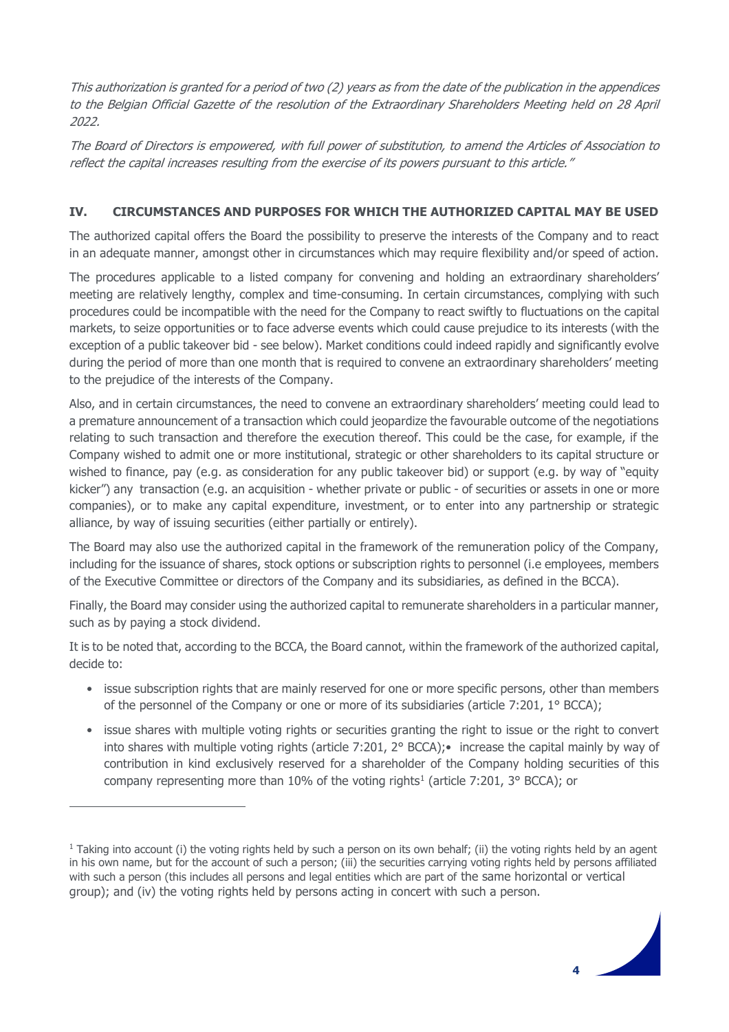*This authorization is granted for a period of two (2) years as from the date of the publication in the appendices to the Belgian Official Gazette of the resolution of the Extraordinary Shareholders Meeting held on 28 April 2022.*

*The Board of Directors is empowered, with full power of substitution, to amend the Articles of Association to reflect the capital increases resulting from the exercise of its powers pursuant to this article."*

## IV. CIRCUMSTANCES AND PURPOSES FOR WHICH THE AUTHORIZED CAPITAL MAY BE USED

The authorized capital offers the Board the possibility to preserve the interests of the Company and to react in an adequate manner, amongst other in circumstances which may require flexibility and/or speed of action.

The procedures applicable to a listed company for convening and holding an extraordinary shareholders' meeting are relatively lengthy, complex and time-consuming. In certain circumstances, complying with such procedures could be incompatible with the need for the Company to react swiftly to fluctuations on the capital markets, to seize opportunities or to face adverse events which could cause prejudice to its interests (with the exception of a public takeover bid - see below). Market conditions could indeed rapidly and significantly evolve during the period of more than one month that is required to convene an extraordinary shareholders' meeting to the prejudice of the interests of the Company.

Also, and in certain circumstances, the need to convene an extraordinary shareholders' meeting could lead to a premature announcement of a transaction which could jeopardize the favourable outcome of the negotiations relating to such transaction and therefore the execution thereof. This could be the case, for example, if the Company wished to admit one or more institutional, strategic or other shareholders to its capital structure or wished to finance, pay (e.g. as consideration for any public takeover bid) or support (e.g. by way of "equity kicker") any transaction (e.g. an acquisition - whether private or public - of securities or assets in one or more companies), or to make any capital expenditure, investment, or to enter into any partnership or strategic alliance, by way of issuing securities (either partially or entirely).

The Board may also use the authorized capital in the framework of the remuneration policy of the Company, including for the issuance of shares, stock options or subscription rights to personnel (i.e employees, members of the Executive Committee or directors of the Company and its subsidiaries, as defined in the BCCA).

Finally, the Board may consider using the authorized capital to remunerate shareholders in a particular manner, such as by paying a stock dividend.

It is to be noted that, according to the BCCA, the Board cannot, within the framework of the authorized capital, decide to:

- issue subscription rights that are mainly reserved for one or more specific persons, other than members of the personnel of the Company or one or more of its subsidiaries (article 7:201, 1° BCCA);
- issue shares with multiple voting rights or securities granting the right to issue or the right to convert into shares with multiple voting rights (article 7:201, 2° BCCA);
- increase the capital mainly by way of contribution in kind exclusively reserved for a shareholder of the Company holding securities of this company representing more than 10% of the voting rights[1] (article 7:201, 3° BCCA); or

[1] Taking into account (i) the voting rights held by such a person on its own behalf; (ii) the voting rights held by an agent in his own name, but for the account of such a person; (iii) the securities carrying voting rights held by persons affiliated with such a person (this includes all persons and legal entities which are part of the same horizontal or vertical group); and (iv) the voting rights held by persons acting in concert with such a person.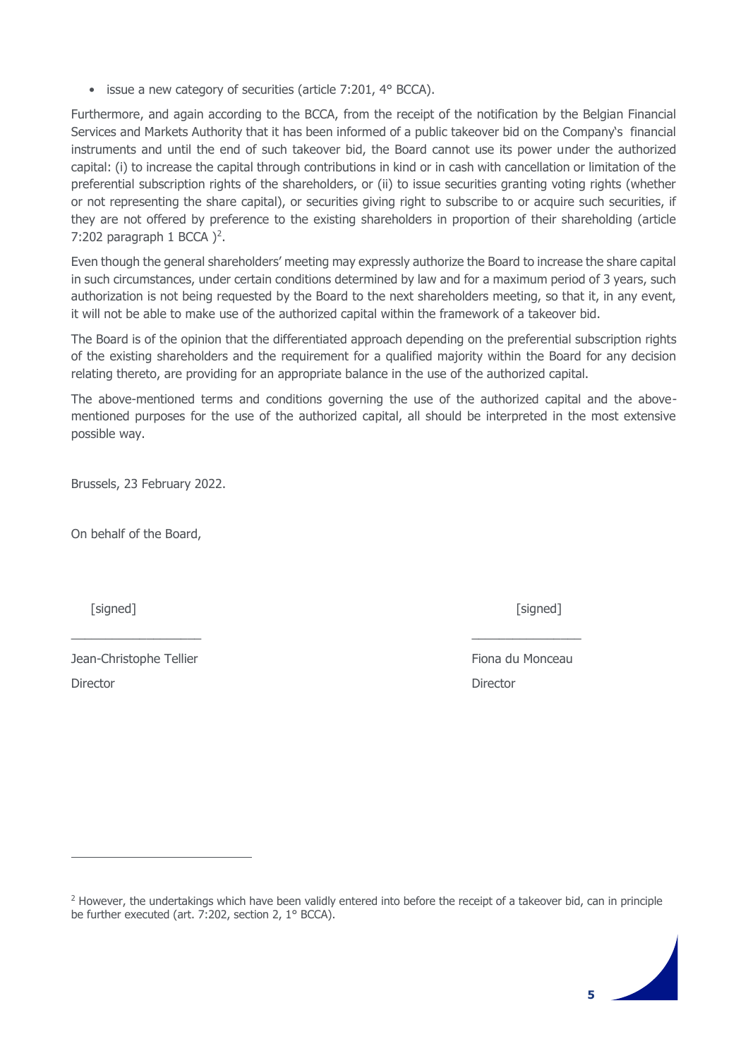- issue a new category of securities (article 7:201, 4° BCCA).

Furthermore, and again according to the BCCA, from the receipt of the notification by the Belgian Financial Services and Markets Authority that it has been informed of a public takeover bid on the Company's financial instruments and until the end of such takeover bid, the Board cannot use its power under the authorized capital: (i) to increase the capital through contributions in kind or in cash with cancellation or limitation of the preferential subscription rights of the shareholders, or (ii) to issue securities granting voting rights (whether or not representing the share capital), or securities giving right to subscribe to or acquire such securities, if they are not offered by preference to the existing shareholders in proportion of their shareholding (article 7:202 paragraph 1 BCCA )[2].

Even though the general shareholders' meeting may expressly authorize the Board to increase the share capital in such circumstances, under certain conditions determined by law and for a maximum period of 3 years, such authorization is not being requested by the Board to the next shareholders meeting, so that it, in any event, it will not be able to make use of the authorized capital within the framework of a takeover bid.

The Board is of the opinion that the differentiated approach depending on the preferential subscription rights of the existing shareholders and the requirement for a qualified majority within the Board for any decision relating thereto, are providing for an appropriate balance in the use of the authorized capital.

The above-mentioned terms and conditions governing the use of the authorized capital and the above-mentioned purposes for the use of the authorized capital, all should be interpreted in the most extensive possible way.

Brussels, 23 February 2022.

On behalf of the Board,

[signed]

\_\_\_\_\_\_\_\_\_\_\_\_\_\_\_\_\_\_\_

Jean-Christophe Tellier

Director

[signed]

\_\_\_\_\_\_\_\_\_\_\_\_\_\_\_\_

Fiona du Monceau

Director

---

[2] However, the undertakings which have been validly entered into before the receipt of a takeover bid, can in principle be further executed (art. 7:202, section 2, 1° BCCA).